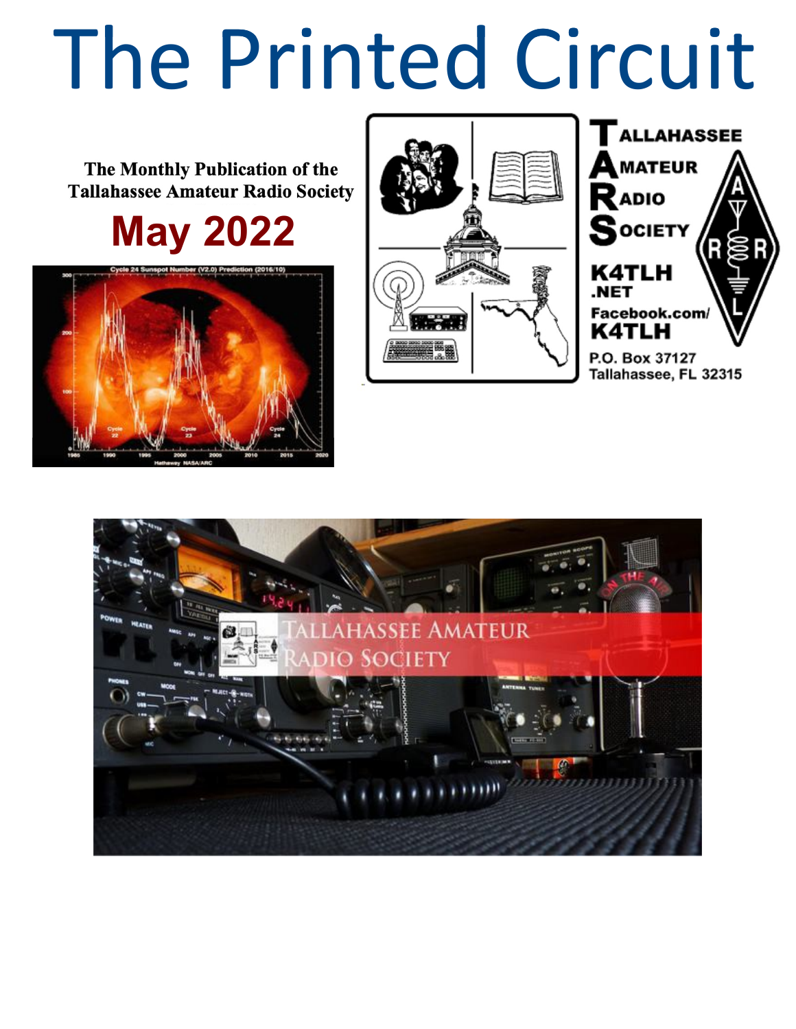# The Printed Circuit

**The Monthly Publication of the Tallahassee Amateur Radio Society**

## May 2022

**Tallahassee Amateur Radio Society**

**K4TLH.NET**

**Facebook.com/K4TLH**

P.O. Box 37127
Tallahassee, FL 32315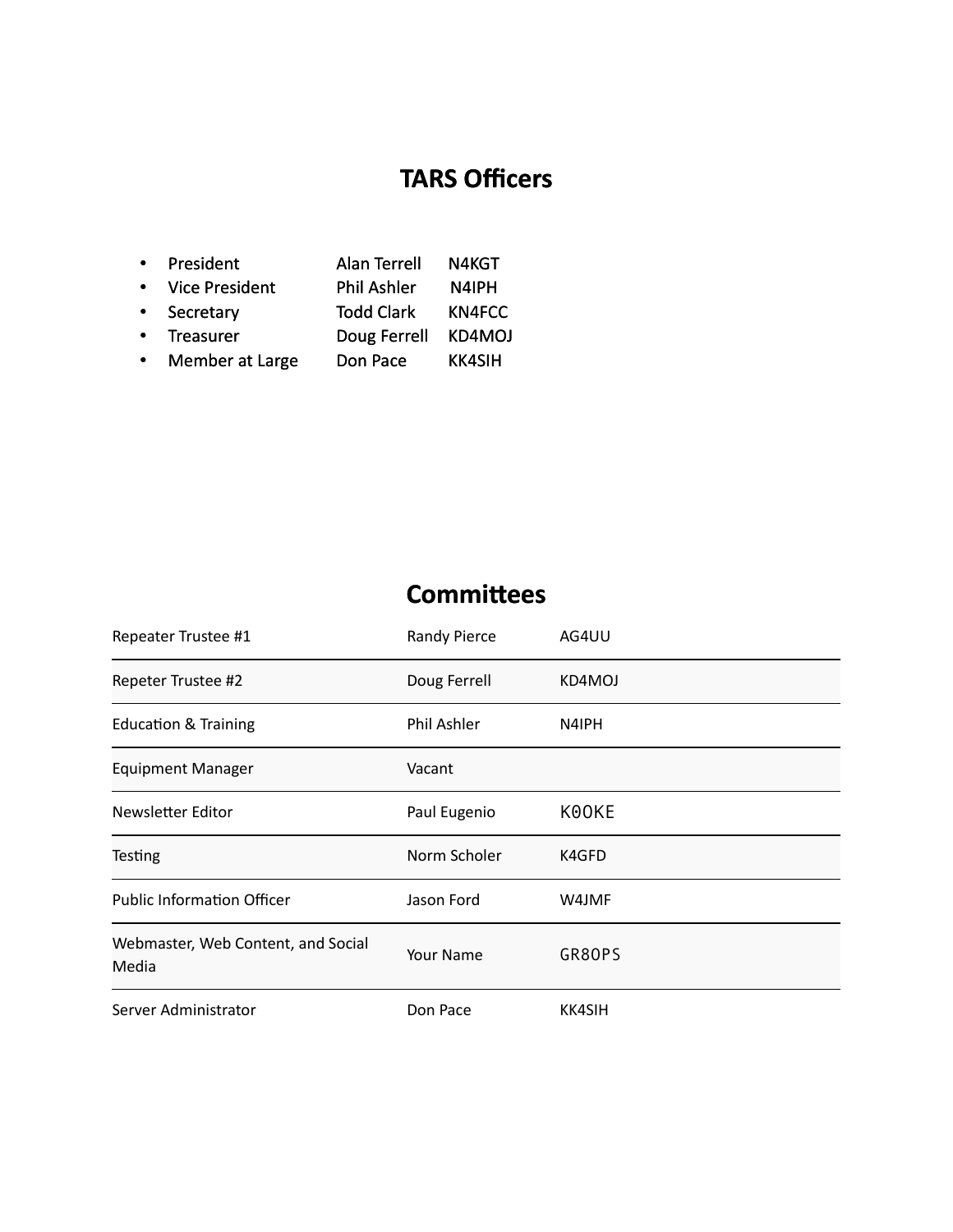# TARS Officers

- President Alan Terrell N4KGT
- Vice President Phil Ashler N4IPH
- Secretary Todd Clark KN4FCC
- Treasurer Doug Ferrell KD4MOJ
- Member at Large Don Pace KK4SIH

# Committees

| | | |
|---|---|---|
| Repeater Trustee #1 | Randy Pierce | AG4UU |
| Repeter Trustee #2 | Doug Ferrell | KD4MOJ |
| Education & Training | Phil Ashler | N4IPH |
| Equipment Manager | Vacant | |
| Newsletter Editor | Paul Eugenio | K0OKE |
| Testing | Norm Scholer | K4GFD |
| Public Information Officer | Jason Ford | W4JMF |
| Webmaster, Web Content, and Social Media | Your Name | GR8OPS |
| Server Administrator | Don Pace | KK4SIH |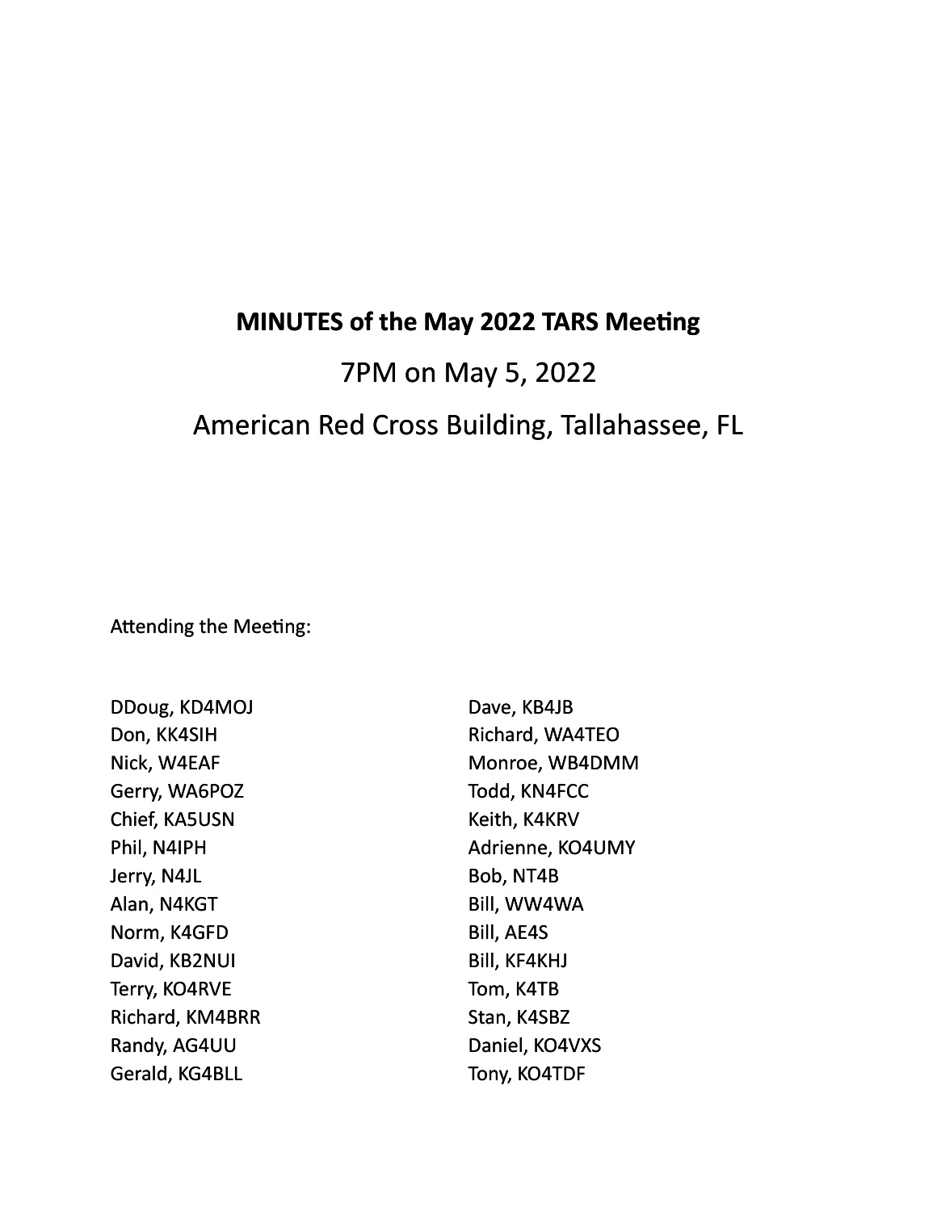**MINUTES of the May 2022 TARS Meeting**

7PM on May 5, 2022

American Red Cross Building, Tallahassee, FL

Attending the Meeting:

DDoug, KD4MOJ
Don, KK4SIH
Nick, W4EAF
Gerry, WA6POZ
Chief, KA5USN
Phil, N4IPH
Jerry, N4JL
Alan, N4KGT
Norm, K4GFD
David, KB2NUI
Terry, KO4RVE
Richard, KM4BRR
Randy, AG4UU
Gerald, KG4BLL
Dave, KB4JB
Richard, WA4TEO
Monroe, WB4DMM
Todd, KN4FCC
Keith, K4KRV
Adrienne, KO4UMY
Bob, NT4B
Bill, WW4WA
Bill, AE4S
Bill, KF4KHJ
Tom, K4TB
Stan, K4SBZ
Daniel, KO4VXS
Tony, KO4TDF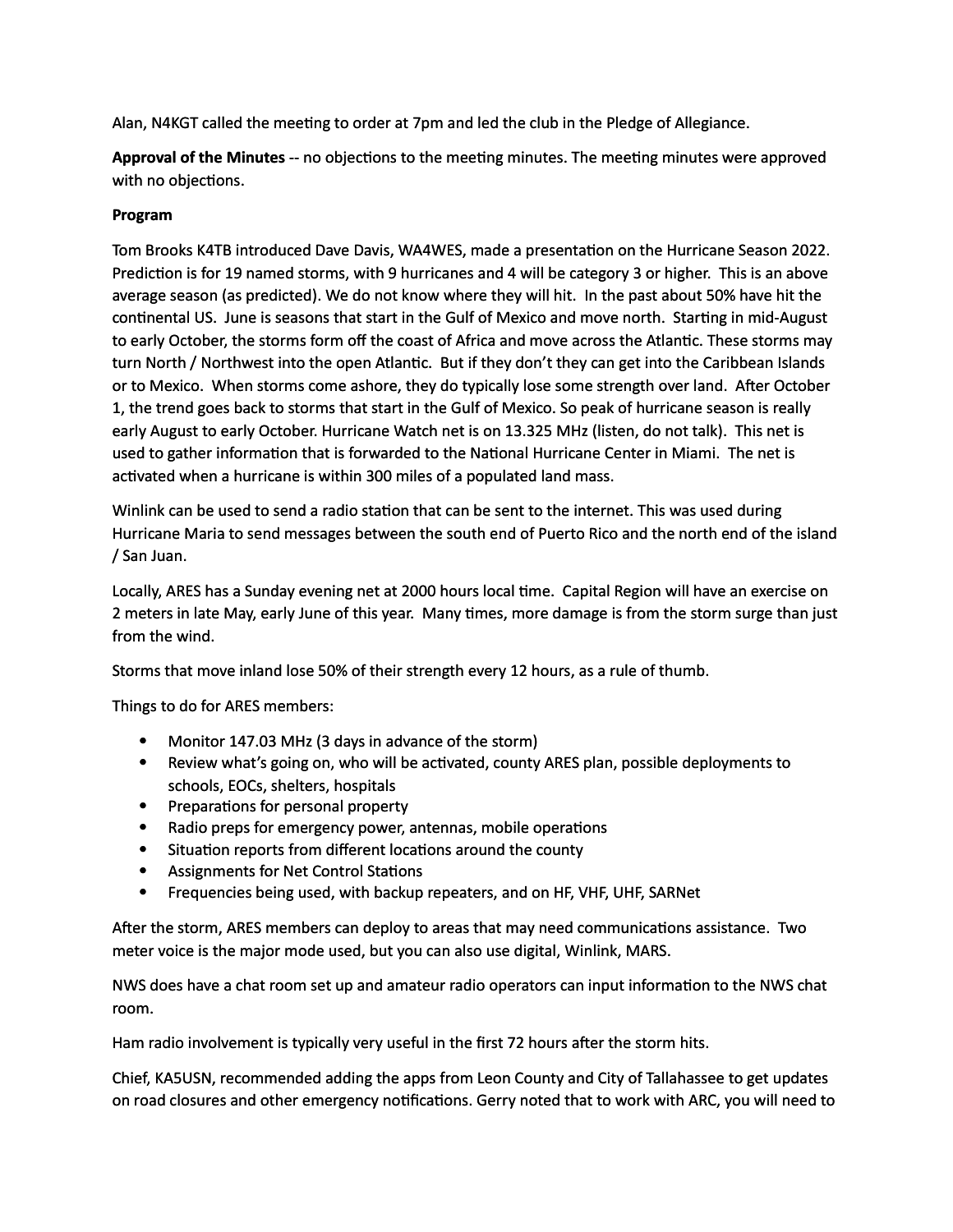Alan, N4KGT called the meeting to order at 7pm and led the club in the Pledge of Allegiance.

**Approval of the Minutes** -- no objections to the meeting minutes. The meeting minutes were approved with no objections.

**Program**

Tom Brooks K4TB introduced Dave Davis, WA4WES, made a presentation on the Hurricane Season 2022. Prediction is for 19 named storms, with 9 hurricanes and 4 will be category 3 or higher. This is an above average season (as predicted). We do not know where they will hit. In the past about 50% have hit the continental US. June is seasons that start in the Gulf of Mexico and move north. Starting in mid-August to early October, the storms form off the coast of Africa and move across the Atlantic. These storms may turn North / Northwest into the open Atlantic. But if they don't they can get into the Caribbean Islands or to Mexico. When storms come ashore, they do typically lose some strength over land. After October 1, the trend goes back to storms that start in the Gulf of Mexico. So peak of hurricane season is really early August to early October. Hurricane Watch net is on 13.325 MHz (listen, do not talk). This net is used to gather information that is forwarded to the National Hurricane Center in Miami. The net is activated when a hurricane is within 300 miles of a populated land mass.

Winlink can be used to send a radio station that can be sent to the internet. This was used during Hurricane Maria to send messages between the south end of Puerto Rico and the north end of the island / San Juan.

Locally, ARES has a Sunday evening net at 2000 hours local time. Capital Region will have an exercise on 2 meters in late May, early June of this year. Many times, more damage is from the storm surge than just from the wind.

Storms that move inland lose 50% of their strength every 12 hours, as a rule of thumb.

Things to do for ARES members:

- Monitor 147.03 MHz (3 days in advance of the storm)
- Review what's going on, who will be activated, county ARES plan, possible deployments to schools, EOCs, shelters, hospitals
- Preparations for personal property
- Radio preps for emergency power, antennas, mobile operations
- Situation reports from different locations around the county
- Assignments for Net Control Stations
- Frequencies being used, with backup repeaters, and on HF, VHF, UHF, SARNet

After the storm, ARES members can deploy to areas that may need communications assistance. Two meter voice is the major mode used, but you can also use digital, Winlink, MARS.

NWS does have a chat room set up and amateur radio operators can input information to the NWS chat room.

Ham radio involvement is typically very useful in the first 72 hours after the storm hits.

Chief, KA5USN, recommended adding the apps from Leon County and City of Tallahassee to get updates on road closures and other emergency notifications. Gerry noted that to work with ARC, you will need to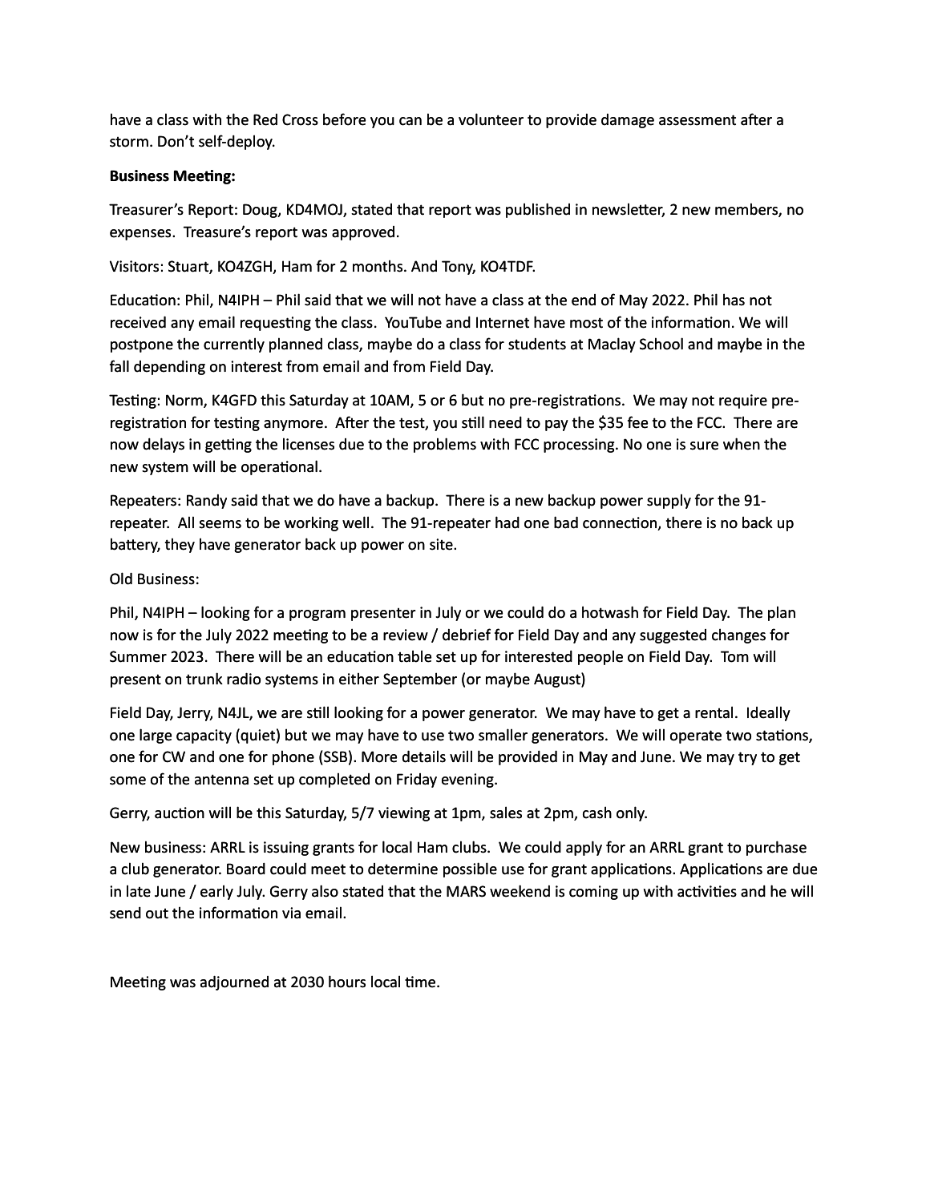have a class with the Red Cross before you can be a volunteer to provide damage assessment after a storm. Don't self-deploy.

**Business Meeting:**

Treasurer's Report: Doug, KD4MOJ, stated that report was published in newsletter, 2 new members, no expenses. Treasure's report was approved.

Visitors: Stuart, KO4ZGH, Ham for 2 months. And Tony, KO4TDF.

Education: Phil, N4IPH – Phil said that we will not have a class at the end of May 2022. Phil has not received any email requesting the class. YouTube and Internet have most of the information. We will postpone the currently planned class, maybe do a class for students at Maclay School and maybe in the fall depending on interest from email and from Field Day.

Testing: Norm, K4GFD this Saturday at 10AM, 5 or 6 but no pre-registrations. We may not require pre-registration for testing anymore. After the test, you still need to pay the $35 fee to the FCC. There are now delays in getting the licenses due to the problems with FCC processing. No one is sure when the new system will be operational.

Repeaters: Randy said that we do have a backup. There is a new backup power supply for the 91-repeater. All seems to be working well. The 91-repeater had one bad connection, there is no back up battery, they have generator back up power on site.

Old Business:

Phil, N4IPH – looking for a program presenter in July or we could do a hotwash for Field Day. The plan now is for the July 2022 meeting to be a review / debrief for Field Day and any suggested changes for Summer 2023. There will be an education table set up for interested people on Field Day. Tom will present on trunk radio systems in either September (or maybe August)

Field Day, Jerry, N4JL, we are still looking for a power generator. We may have to get a rental. Ideally one large capacity (quiet) but we may have to use two smaller generators. We will operate two stations, one for CW and one for phone (SSB). More details will be provided in May and June. We may try to get some of the antenna set up completed on Friday evening.

Gerry, auction will be this Saturday, 5/7 viewing at 1pm, sales at 2pm, cash only.

New business: ARRL is issuing grants for local Ham clubs. We could apply for an ARRL grant to purchase a club generator. Board could meet to determine possible use for grant applications. Applications are due in late June / early July. Gerry also stated that the MARS weekend is coming up with activities and he will send out the information via email.

Meeting was adjourned at 2030 hours local time.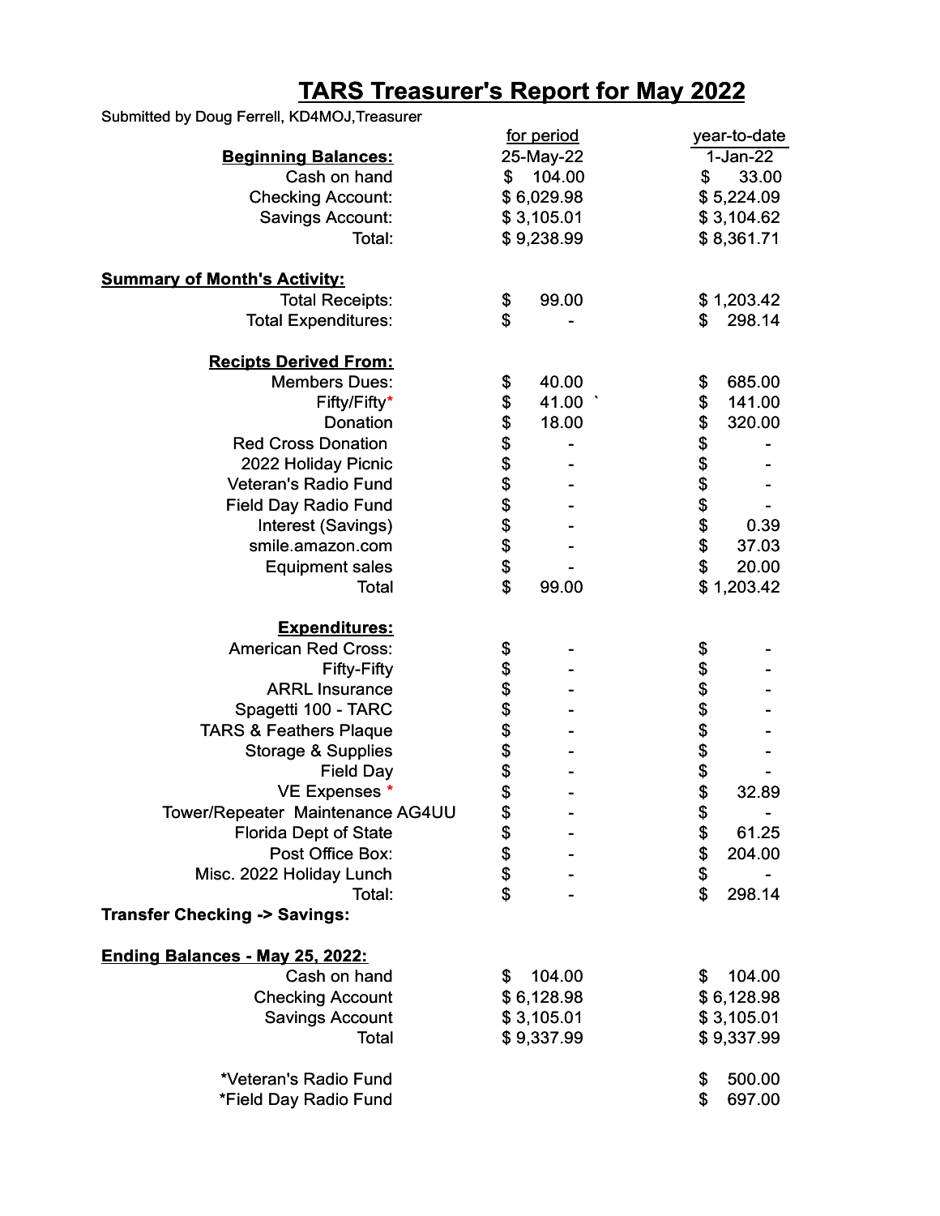# TARS Treasurer's Report for May 2022

Submitted by Doug Ferrell, KD4MOJ,Treasurer

| | for period | year-to-date |
|---|---|---|
| **Beginning Balances:** | 25-May-22 | 1-Jan-22 |
| Cash on hand | $ 104.00 | $ 33.00 |
| Checking Account: | $ 6,029.98 | $ 5,224.09 |
| Savings Account: | $ 3,105.01 | $ 3,104.62 |
| Total: | $ 9,238.99 | $ 8,361.71 |
| | | |
| **Summary of Month's Activity:** | | |
| Total Receipts: | $ 99.00 | $ 1,203.42 |
| Total Expenditures: | $ - | $ 298.14 |
| | | |
| **Recipts Derived From:** | | |
| Members Dues: | $ 40.00 | $ 685.00 |
| Fifty/Fifty* | $ 41.00 ` | $ 141.00 |
| Donation | $ 18.00 | $ 320.00 |
| Red Cross Donation | $ - | $ - |
| 2022 Holiday Picnic | $ - | $ - |
| Veteran's Radio Fund | $ - | $ - |
| Field Day Radio Fund | $ - | $ - |
| Interest (Savings) | $ - | $ 0.39 |
| smile.amazon.com | $ - | $ 37.03 |
| Equipment sales | $ - | $ 20.00 |
| Total | $ 99.00 | $ 1,203.42 |
| | | |
| **Expenditures:** | | |
| American Red Cross: | $ - | $ - |
| Fifty-Fifty | $ - | $ - |
| ARRL Insurance | $ - | $ - |
| Spagetti 100 - TARC | $ - | $ - |
| TARS & Feathers Plaque | $ - | $ - |
| Storage & Supplies | $ - | $ - |
| Field Day | $ - | $ - |
| VE Expenses * | $ - | $ 32.89 |
| Tower/Repeater Maintenance AG4UU | $ - | $ - |
| Florida Dept of State | $ - | $ 61.25 |
| Post Office Box: | $ - | $ 204.00 |
| Misc. 2022 Holiday Lunch | $ - | $ - |
| Total: | $ - | $ 298.14 |
| **Transfer Checking -> Savings:** | | |
| | | |
| **Ending Balances - May 25, 2022:** | | |
| Cash on hand | $ 104.00 | $ 104.00 |
| Checking Account | $ 6,128.98 | $ 6,128.98 |
| Savings Account | $ 3,105.01 | $ 3,105.01 |
| Total | $ 9,337.99 | $ 9,337.99 |
| | | |
| *Veteran's Radio Fund | | $ 500.00 |
| *Field Day Radio Fund | | $ 697.00 |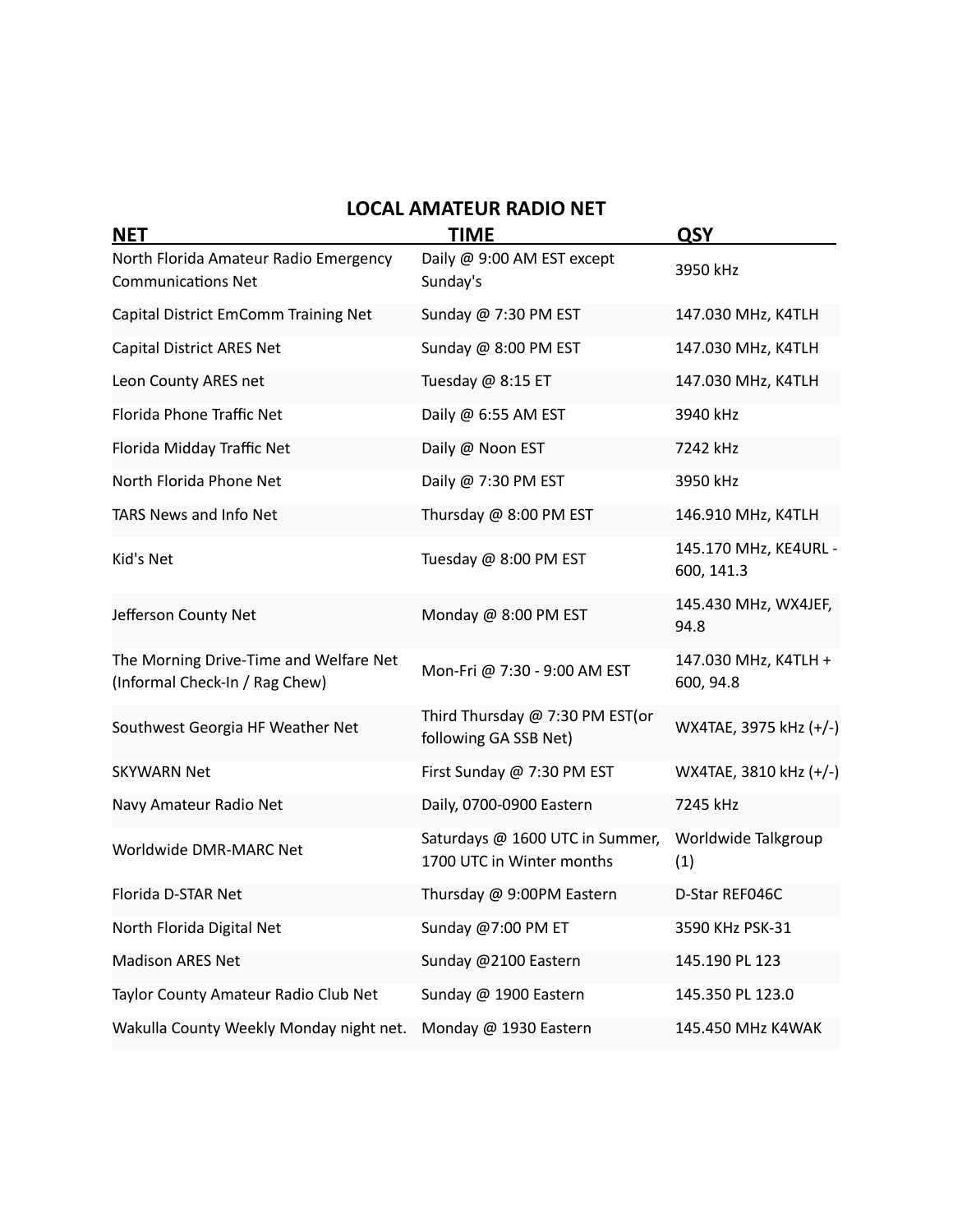## LOCAL AMATEUR RADIO NET

| NET | TIME | QSY |
|---|---|---|
| North Florida Amateur Radio Emergency Communications Net | Daily @ 9:00 AM EST except Sunday's | 3950 kHz |
| Capital District EmComm Training Net | Sunday @ 7:30 PM EST | 147.030 MHz, K4TLH |
| Capital District ARES Net | Sunday @ 8:00 PM EST | 147.030 MHz, K4TLH |
| Leon County ARES net | Tuesday @ 8:15 ET | 147.030 MHz, K4TLH |
| Florida Phone Traffic Net | Daily @ 6:55 AM EST | 3940 kHz |
| Florida Midday Traffic Net | Daily @ Noon EST | 7242 kHz |
| North Florida Phone Net | Daily @ 7:30 PM EST | 3950 kHz |
| TARS News and Info Net | Thursday @ 8:00 PM EST | 146.910 MHz, K4TLH |
| Kid's Net | Tuesday @ 8:00 PM EST | 145.170 MHz, KE4URL - 600, 141.3 |
| Jefferson County Net | Monday @ 8:00 PM EST | 145.430 MHz, WX4JEF, 94.8 |
| The Morning Drive-Time and Welfare Net (Informal Check-In / Rag Chew) | Mon-Fri @ 7:30 - 9:00 AM EST | 147.030 MHz, K4TLH + 600, 94.8 |
| Southwest Georgia HF Weather Net | Third Thursday @ 7:30 PM EST(or following GA SSB Net) | WX4TAE, 3975 kHz (+/-) |
| SKYWARN Net | First Sunday @ 7:30 PM EST | WX4TAE, 3810 kHz (+/-) |
| Navy Amateur Radio Net | Daily, 0700-0900 Eastern | 7245 kHz |
| Worldwide DMR-MARC Net | Saturdays @ 1600 UTC in Summer, 1700 UTC in Winter months | Worldwide Talkgroup (1) |
| Florida D-STAR Net | Thursday @ 9:00PM Eastern | D-Star REF046C |
| North Florida Digital Net | Sunday @7:00 PM ET | 3590 KHz PSK-31 |
| Madison ARES Net | Sunday @2100 Eastern | 145.190 PL 123 |
| Taylor County Amateur Radio Club Net | Sunday @ 1900 Eastern | 145.350 PL 123.0 |
| Wakulla County Weekly Monday night net. | Monday @ 1930 Eastern | 145.450 MHz K4WAK |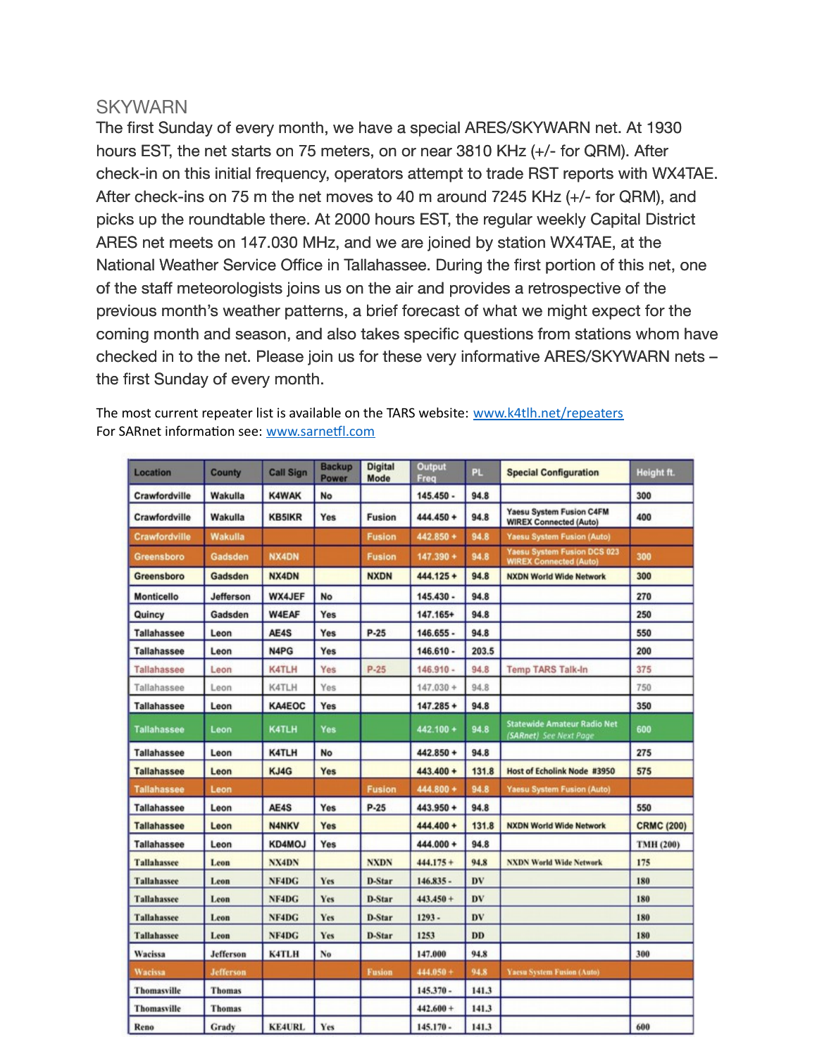## SKYWARN

The first Sunday of every month, we have a special ARES/SKYWARN net. At 1930 hours EST, the net starts on 75 meters, on or near 3810 KHz (+/- for QRM). After check-in on this initial frequency, operators attempt to trade RST reports with WX4TAE. After check-ins on 75 m the net moves to 40 m around 7245 KHz (+/- for QRM), and picks up the roundtable there. At 2000 hours EST, the regular weekly Capital District ARES net meets on 147.030 MHz, and we are joined by station WX4TAE, at the National Weather Service Office in Tallahassee. During the first portion of this net, one of the staff meteorologists joins us on the air and provides a retrospective of the previous month's weather patterns, a brief forecast of what we might expect for the coming month and season, and also takes specific questions from stations whom have checked in to the net. Please join us for these very informative ARES/SKYWARN nets – the first Sunday of every month.

The most current repeater list is available on the TARS website: [www.k4tlh.net/repeaters](http://www.k4tlh.net/repeaters)
For SARnet information see: [www.sarnetfl.com](http://www.sarnetfl.com)

| Location | County | Call Sign | Backup Power | Digital Mode | Output Freq | PL | Special Configuration | Height ft. |
|---|---|---|---|---|---|---|---|---|
| Crawfordville | Wakulla | K4WAK | No | | 145.450 - | 94.8 | | 300 |
| Crawfordville | Wakulla | KB5IKR | Yes | Fusion | 444.450 + | 94.8 | Yaesu System Fusion C4FM WIREX Connected (Auto) | 400 |
| Crawfordville | Wakulla | | | Fusion | 442.850 + | 94.8 | Yaesu System Fusion (Auto) | |
| Greensboro | Gadsden | NX4DN | | Fusion | 147.390 + | 94.8 | Yaesu System Fusion DCS 023 WIREX Connected (Auto) | 300 |
| Greensboro | Gadsden | NX4DN | | NXDN | 444.125 + | 94.8 | NXDN World Wide Network | 300 |
| Monticello | Jefferson | WX4JEF | No | | 145.430 - | 94.8 | | 270 |
| Quincy | Gadsden | W4EAF | Yes | | 147.165+ | 94.8 | | 250 |
| Tallahassee | Leon | AE4S | Yes | P-25 | 146.655 - | 94.8 | | 550 |
| Tallahassee | Leon | N4PG | Yes | | 146.610 - | 203.5 | | 200 |
| Tallahassee | Leon | K4TLH | Yes | P-25 | 146.910 - | 94.8 | Temp TARS Talk-In | 375 |
| Tallahassee | Leon | K4TLH | Yes | | 147.030 + | 94.8 | | 750 |
| Tallahassee | Leon | KA4EOC | Yes | | 147.285 + | 94.8 | | 350 |
| Tallahassee | Leon | K4TLH | Yes | | 442.100 + | 94.8 | Statewide Amateur Radio Net (SARnet) See Next Page | 600 |
| Tallahassee | Leon | K4TLH | No | | 442.850 + | 94.8 | | 275 |
| Tallahassee | Leon | KJ4G | Yes | | 443.400 + | 131.8 | Host of Echolink Node #3950 | 575 |
| Tallahassee | Leon | | | Fusion | 444.800 + | 94.8 | Yaesu System Fusion (Auto) | |
| Tallahassee | Leon | AE4S | Yes | P-25 | 443.950 + | 94.8 | | 550 |
| Tallahassee | Leon | N4NKV | Yes | | 444.400 + | 131.8 | NXDN World Wide Network | CRMC (200) |
| Tallahassee | Leon | KD4MOJ | Yes | | 444.000 + | 94.8 | | TMH (200) |
| Tallahassee | Leon | NX4DN | | NXDN | 444.175 + | 94.8 | NXDN World Wide Network | 175 |
| Tallahassee | Leon | NF4DG | Yes | D-Star | 146.835 - | DV | | 180 |
| Tallahassee | Leon | NF4DG | Yes | D-Star | 443.450 + | DV | | 180 |
| Tallahassee | Leon | NF4DG | Yes | D-Star | 1293 - | DV | | 180 |
| Tallahassee | Leon | NF4DG | Yes | D-Star | 1253 | DD | | 180 |
| Wacissa | Jefferson | K4TLH | No | | 147.000 | 94.8 | | 300 |
| Wacissa | Jefferson | | | Fusion | 444.050 + | 94.8 | Yaesu System Fusion (Auto) | |
| Thomasville | Thomas | | | | 145.370 - | 141.3 | | |
| Thomasville | Thomas | | | | 442.600 + | 141.3 | | |
| Reno | Grady | KE4URL | Yes | | 145.170 - | 141.3 | | 600 |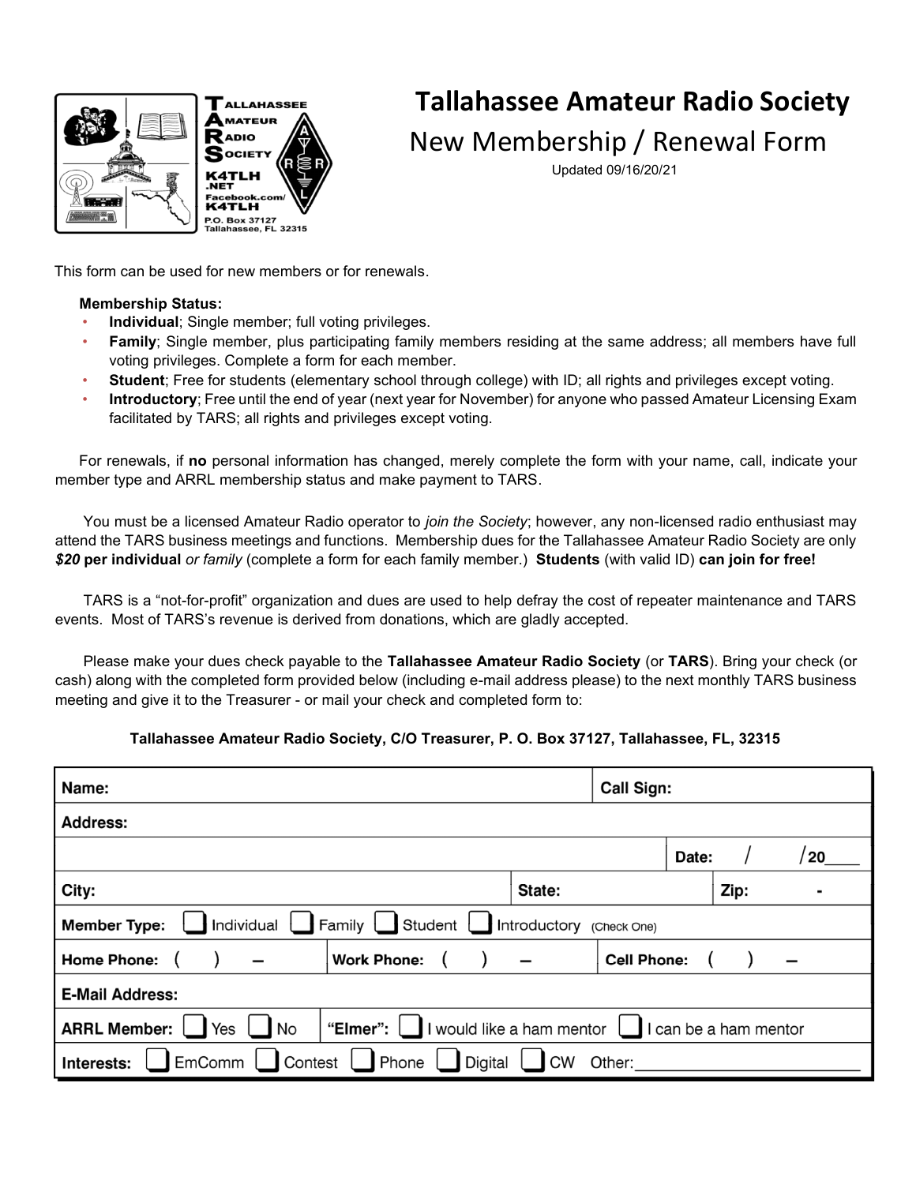TALLAHASSEE AMATEUR RADIO SOCIETY
K4TLH
.NET
Facebook.com/
K4TLH
P.O. Box 37127
Tallahassee, FL 32315

# Tallahassee Amateur Radio Society

## New Membership / Renewal Form

Updated 09/16/20/21

This form can be used for new members or for renewals.

**Membership Status:**

- **Individual**; Single member; full voting privileges.
- **Family**; Single member, plus participating family members residing at the same address; all members have full voting privileges. Complete a form for each member.
- **Student**; Free for students (elementary school through college) with ID; all rights and privileges except voting.
- **Introductory**; Free until the end of year (next year for November) for anyone who passed Amateur Licensing Exam facilitated by TARS; all rights and privileges except voting.

For renewals, if **no** personal information has changed, merely complete the form with your name, call, indicate your member type and ARRL membership status and make payment to TARS.

You must be a licensed Amateur Radio operator to *join the Society*; however, any non-licensed radio enthusiast may attend the TARS business meetings and functions. Membership dues for the Tallahassee Amateur Radio Society are only ***$20*** **per individual** *or family* (complete a form for each family member.) **Students** (with valid ID) **can join for free!**

TARS is a "not-for-profit" organization and dues are used to help defray the cost of repeater maintenance and TARS events. Most of TARS's revenue is derived from donations, which are gladly accepted.

Please make your dues check payable to the **Tallahassee Amateur Radio Society** (or **TARS**). Bring your check (or cash) along with the completed form provided below (including e-mail address please) to the next monthly TARS business meeting and give it to the Treasurer - or mail your check and completed form to:

**Tallahassee Amateur Radio Society, C/O Treasurer, P. O. Box 37127, Tallahassee, FL, 32315**

| | | |
|---|---|---|
| **Name:** | | **Call Sign:** |
| **Address:** | | |
| | | **Date:** / /20____ |
| **City:** | **State:** | **Zip:** - |
| **Member Type:** ☐ Individual ☐ Family ☐ Student ☐ Introductory (Check One) | | |
| **Home Phone:** ( ) – | **Work Phone:** ( ) – | **Cell Phone:** ( ) – |
| **E-Mail Address:** | | |
| **ARRL Member:** ☐ Yes ☐ No | **"Elmer":** ☐ I would like a ham mentor ☐ I can be a ham mentor | |
| **Interests:** ☐ EmComm ☐ Contest ☐ Phone ☐ Digital ☐ CW Other:________________________ | | |